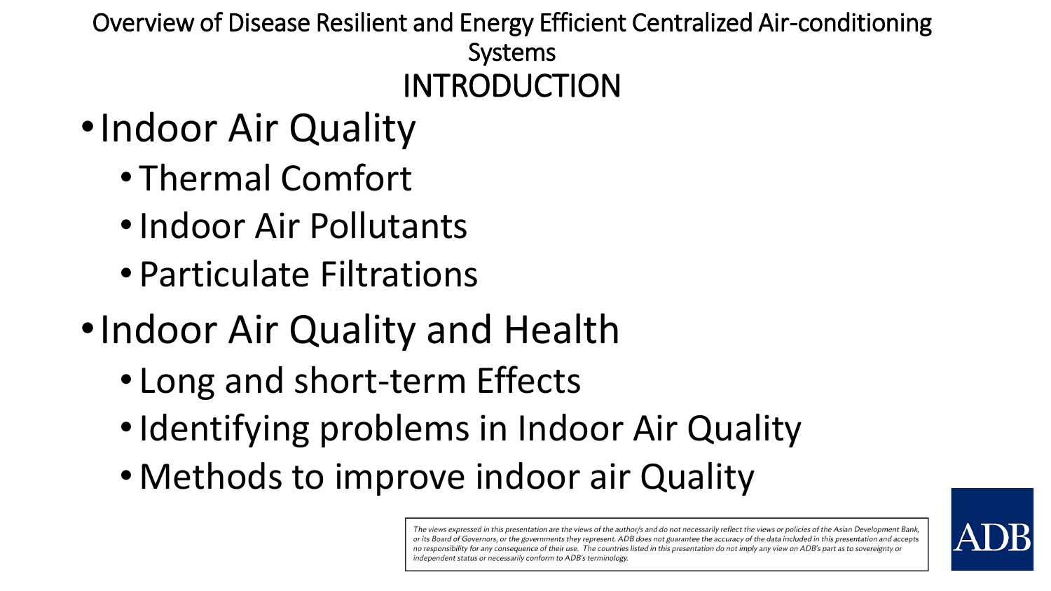# Overview of Disease Resilient and Energy Efficient Centralized Air-conditioning Systems

## INTRODUCTION

- Indoor Air Quality
  - Thermal Comfort
  - Indoor Air Pollutants
  - Particulate Filtrations
- Indoor Air Quality and Health
  - Long and short-term Effects
  - Identifying problems in Indoor Air Quality
  - Methods to improve indoor air Quality

*The views expressed in this presentation are the views of the author/s and do not necessarily reflect the views or policies of the Asian Development Bank, or its Board of Governors, or the governments they represent. ADB does not guarantee the accuracy of the data included in this presentation and accepts no responsibility for any consequence of their use. The countries listed in this presentation do not imply any view on ADB's part as to sovereignty or independent status or necessarily conform to ADB's terminology.*

ADB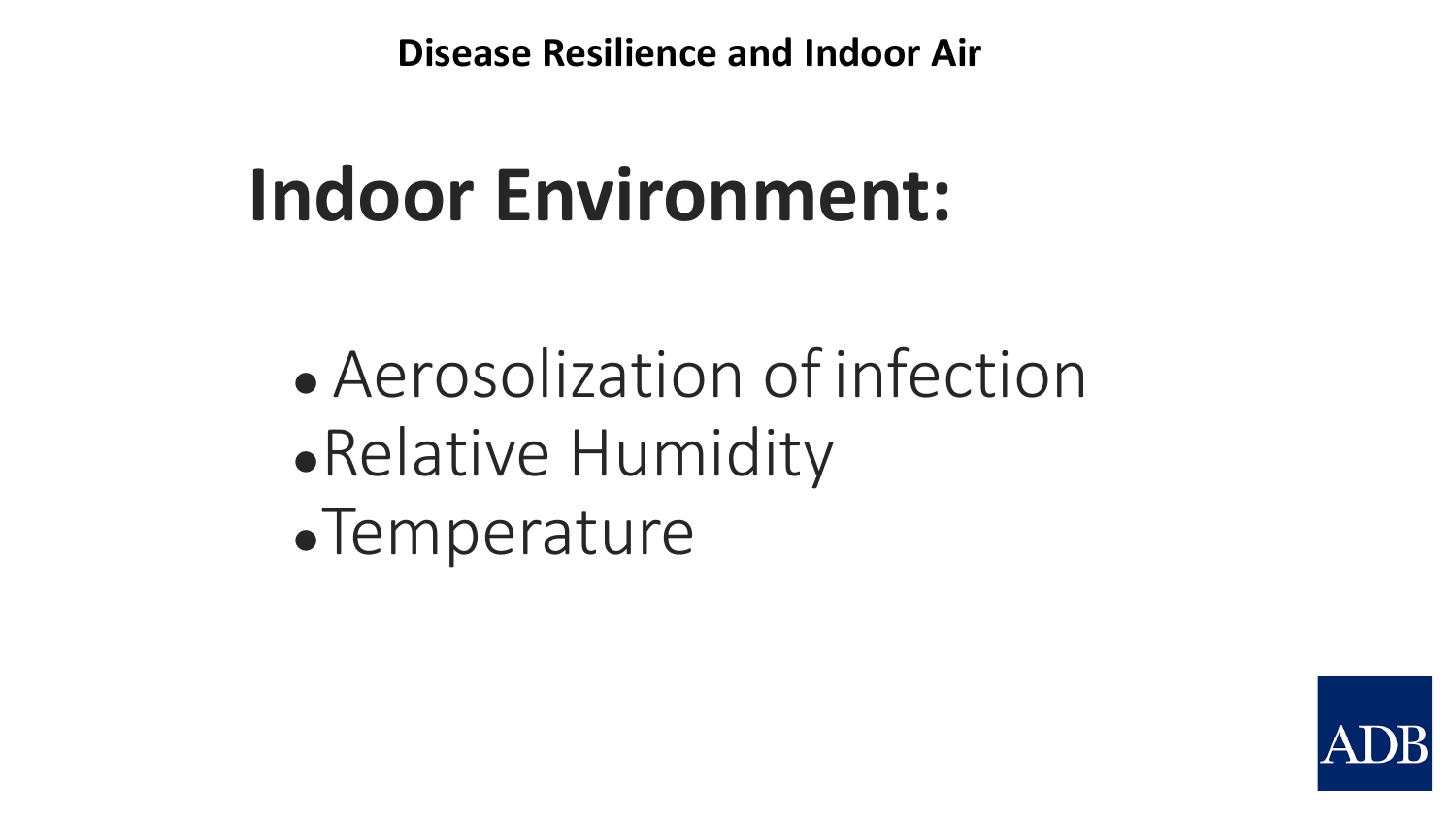Disease Resilience and Indoor Air

# Indoor Environment:

- Aerosolization of infection
- Relative Humidity
- Temperature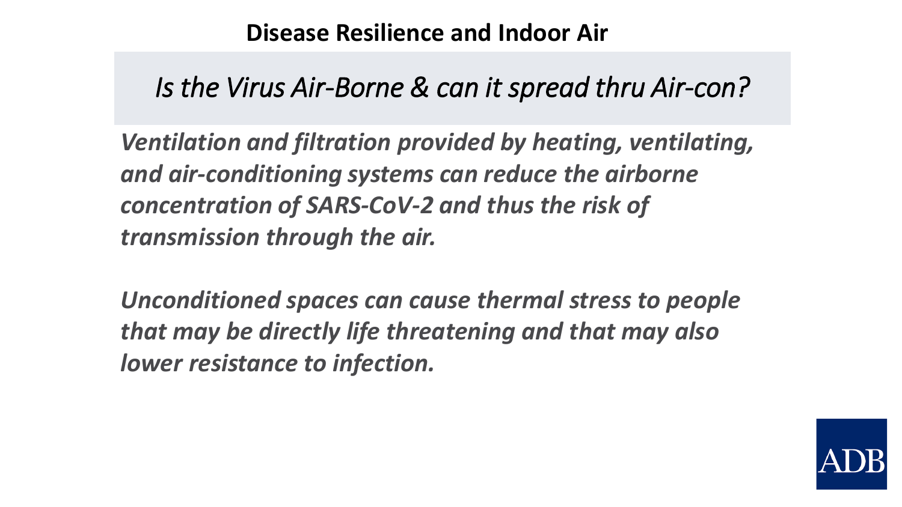## Disease Resilience and Indoor Air

### *Is the Virus Air-Borne & can it spread thru Air-con?*

***Ventilation and filtration provided by heating, ventilating, and air-conditioning systems can reduce the airborne concentration of SARS-CoV-2 and thus the risk of transmission through the air.***

***Unconditioned spaces can cause thermal stress to people that may be directly life threatening and that may also lower resistance to infection.***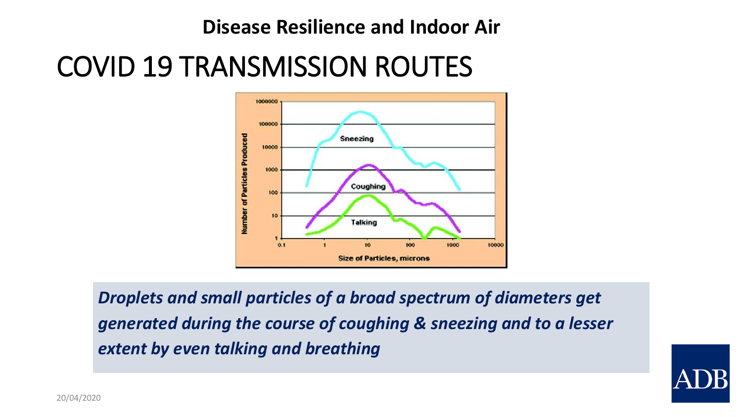**Disease Resilience and Indoor Air**

# COVID 19 TRANSMISSION ROUTES

***Droplets and small particles of a broad spectrum of diameters get generated during the course of coughing & sneezing and to a lesser extent by even talking and breathing***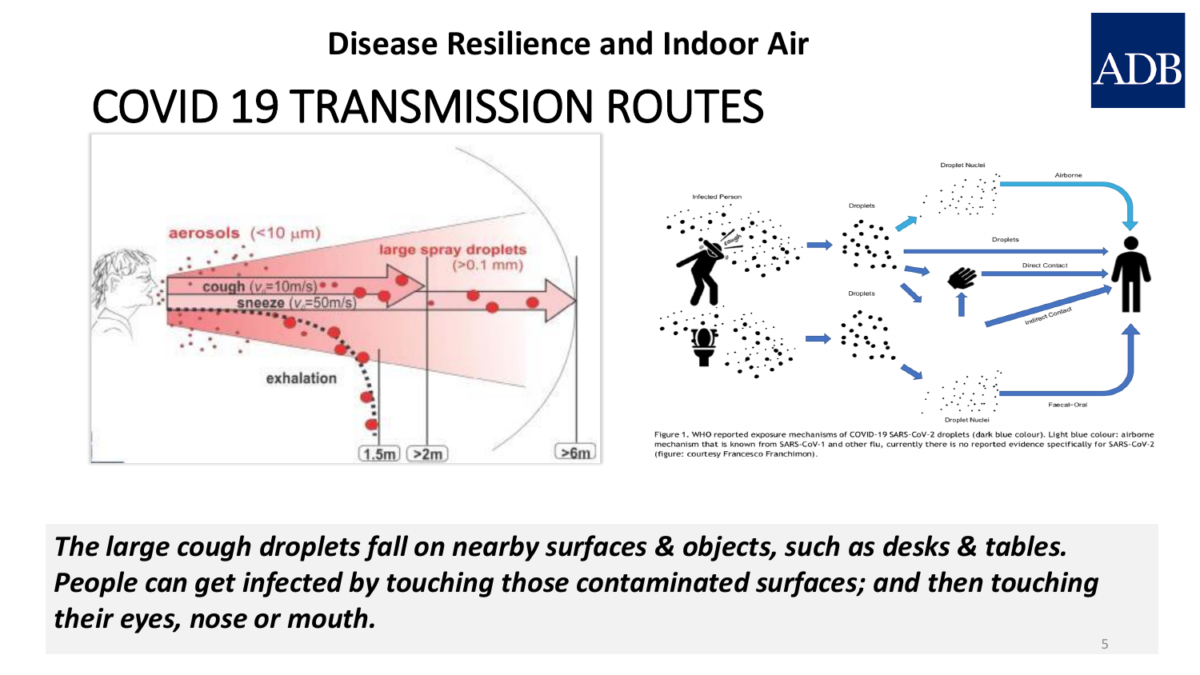**Disease Resilience and Indoor Air**

# COVID 19 TRANSMISSION ROUTES

Figure 1. WHO reported exposure mechanisms of COVID-19 SARS-CoV-2 droplets (dark blue colour). Light blue colour: airborne mechanism that is known from SARS-CoV-1 and other flu, currently there is no reported evidence specifically for SARS-CoV-2 (figure: courtesy Francesco Franchimon).

***The large cough droplets fall on nearby surfaces & objects, such as desks & tables. People can get infected by touching those contaminated surfaces; and then touching their eyes, nose or mouth.***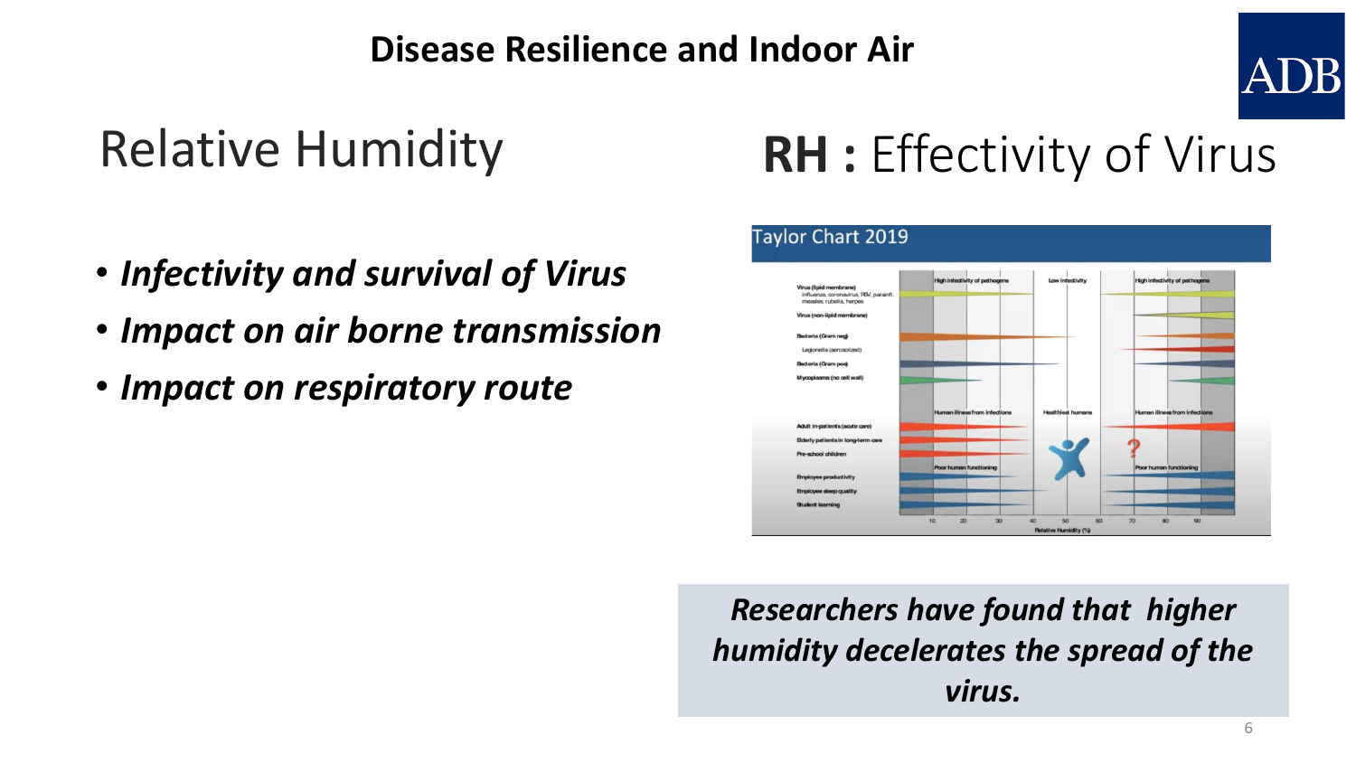# Disease Resilience and Indoor Air

## Relative Humidity

- ***Infectivity and survival of Virus***
- ***Impact on air borne transmission***
- ***Impact on respiratory route***

## **RH :** Effectivity of Virus

Taylor Chart 2019

***Researchers have found that higher humidity decelerates the spread of the virus.***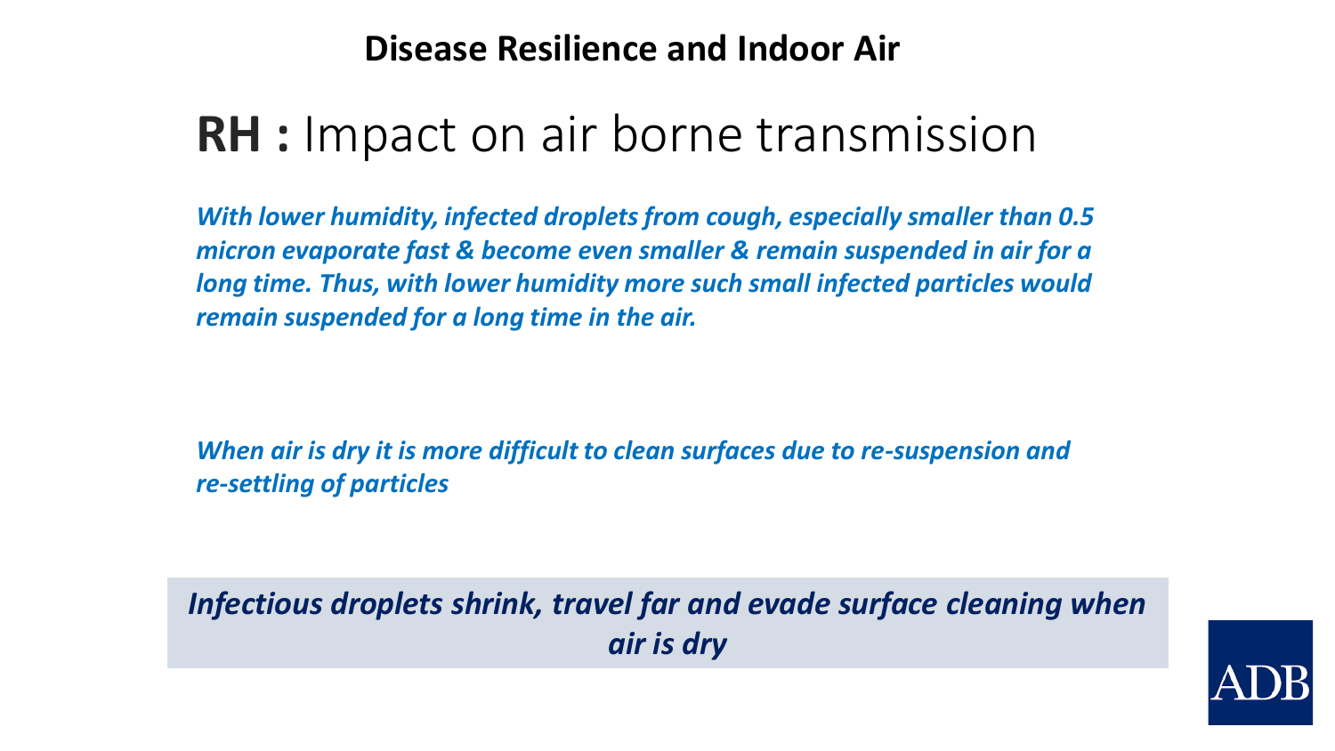**Disease Resilience and Indoor Air**

# **RH :** Impact on air borne transmission

***With lower humidity, infected droplets from cough, especially smaller than 0.5 micron evaporate fast & become even smaller & remain suspended in air for a long time. Thus, with lower humidity more such small infected particles would remain suspended for a long time in the air.***

***When air is dry it is more difficult to clean surfaces due to re-suspension and re-settling of particles***

***Infectious droplets shrink, travel far and evade surface cleaning when air is dry***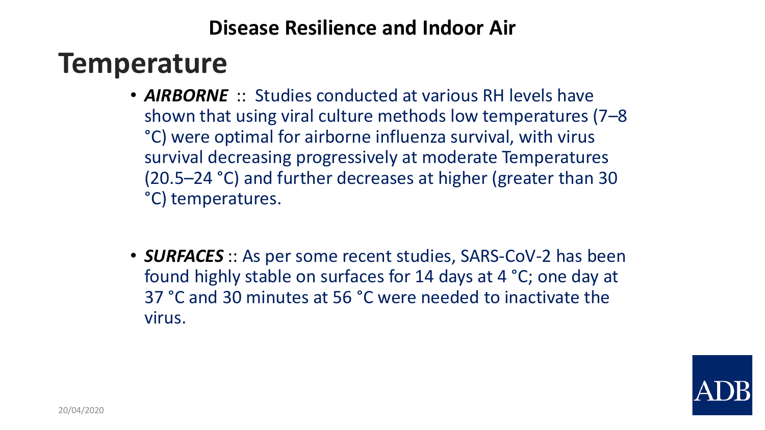## Disease Resilience and Indoor Air

# Temperature

- ***AIRBORNE*** :: Studies conducted at various RH levels have shown that using viral culture methods low temperatures (7–8 °C) were optimal for airborne influenza survival, with virus survival decreasing progressively at moderate Temperatures (20.5–24 °C) and further decreases at higher (greater than 30 °C) temperatures.

- ***SURFACES*** :: As per some recent studies, SARS-CoV-2 has been found highly stable on surfaces for 14 days at 4 °C; one day at 37 °C and 30 minutes at 56 °C were needed to inactivate the virus.

20/04/2020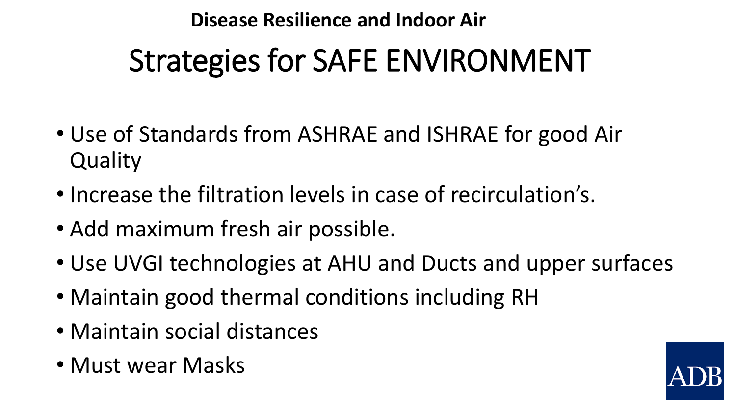**Disease Resilience and Indoor Air**

# Strategies for SAFE ENVIRONMENT

- Use of Standards from ASHRAE and ISHRAE for good Air Quality
- Increase the filtration levels in case of recirculation's.
- Add maximum fresh air possible.
- Use UVGI technologies at AHU and Ducts and upper surfaces
- Maintain good thermal conditions including RH
- Maintain social distances
- Must wear Masks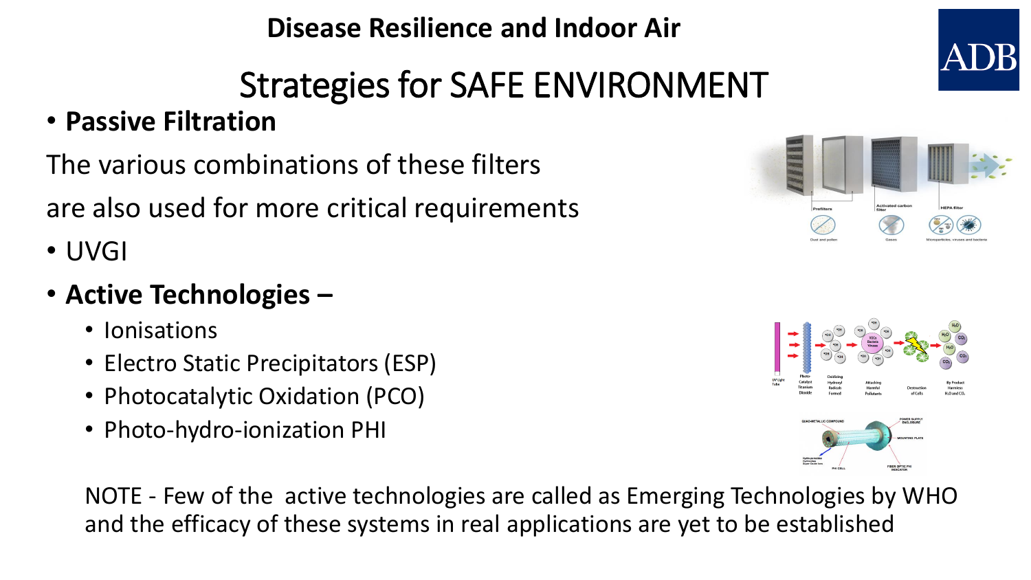**Disease Resilience and Indoor Air**

# Strategies for SAFE ENVIRONMENT

- **Passive Filtration**

The various combinations of these filters

are also used for more critical requirements

- UVGI
- **Active Technologies –**
  - Ionisations
  - Electro Static Precipitators (ESP)
  - Photocatalytic Oxidation (PCO)
  - Photo-hydro-ionization PHI

NOTE - Few of the active technologies are called as Emerging Technologies by WHO and the efficacy of these systems in real applications are yet to be established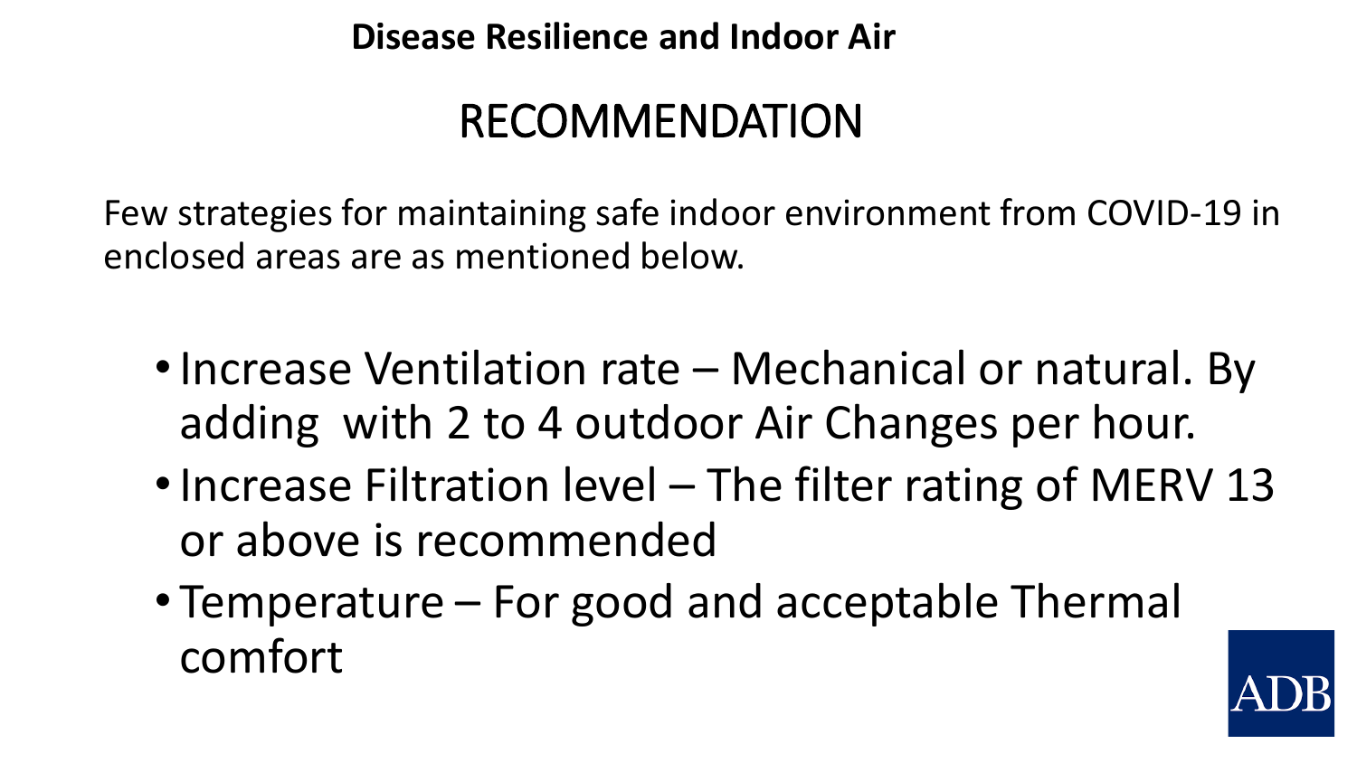**Disease Resilience and Indoor Air**

# RECOMMENDATION

Few strategies for maintaining safe indoor environment from COVID-19 in enclosed areas are as mentioned below.

- Increase Ventilation rate – Mechanical or natural. By adding  with 2 to 4 outdoor Air Changes per hour.
- Increase Filtration level – The filter rating of MERV 13 or above is recommended
- Temperature – For good and acceptable Thermal comfort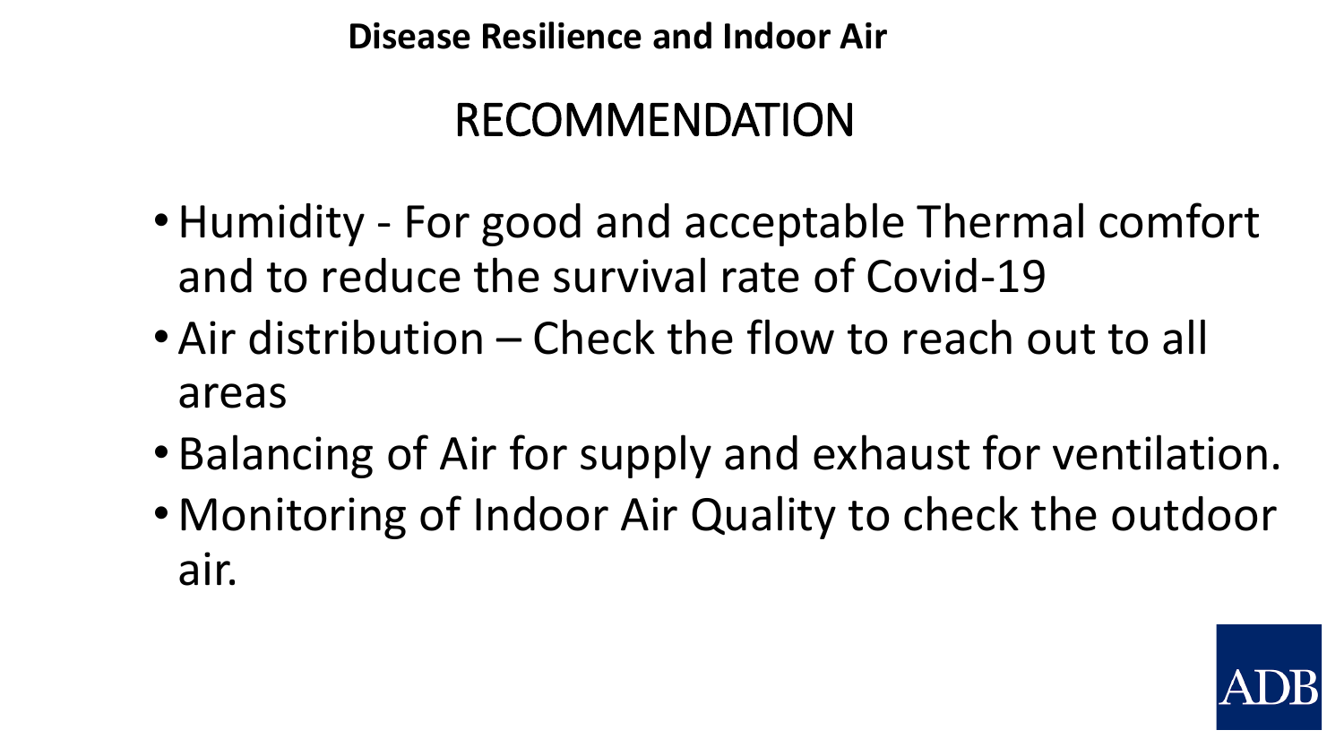**Disease Resilience and Indoor Air**

# RECOMMENDATION

- Humidity - For good and acceptable Thermal comfort and to reduce the survival rate of Covid-19
- Air distribution – Check the flow to reach out to all areas
- Balancing of Air for supply and exhaust for ventilation.
- Monitoring of Indoor Air Quality to check the outdoor air.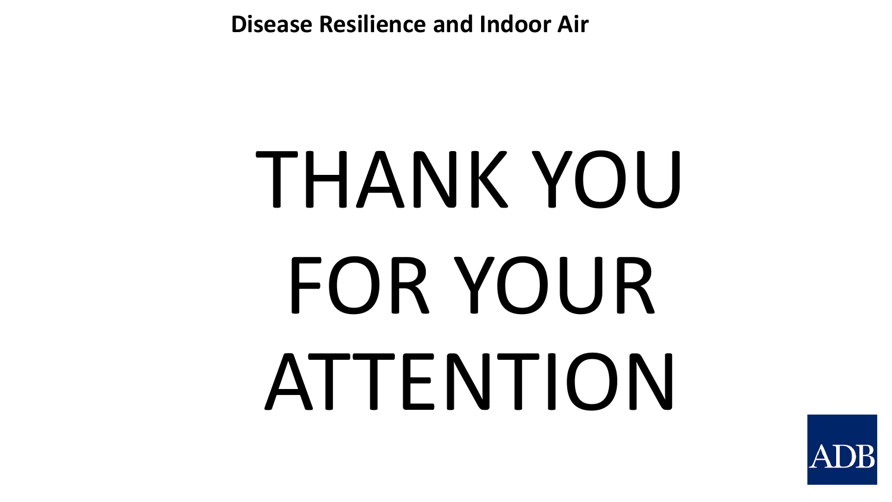**Disease Resilience and Indoor Air**

# THANK YOU FOR YOUR ATTENTION

ADB